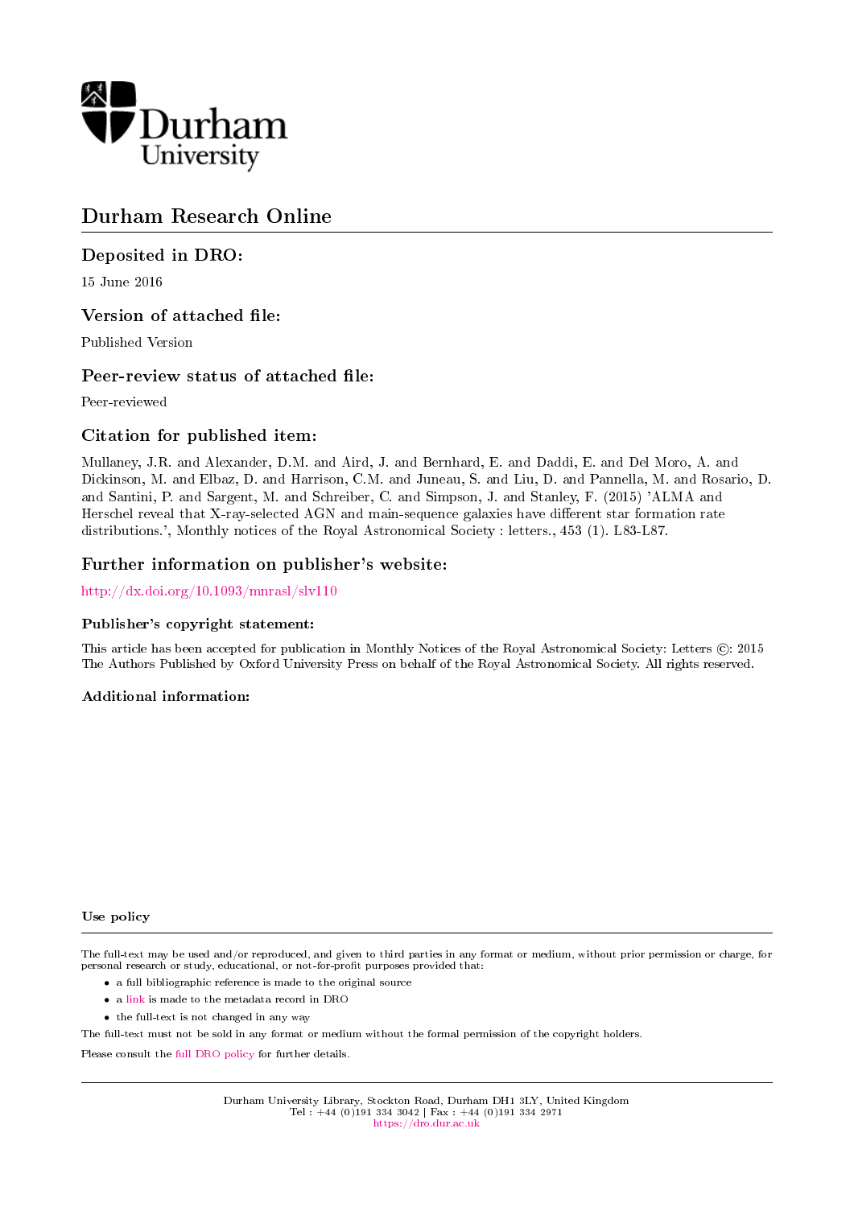Durham University

# Durham Research Online

## Deposited in DRO:

15 June 2016

## Version of attached file:

Published Version

## Peer-review status of attached file:

Peer-reviewed

## Citation for published item:

Mullaney, J.R. and Alexander, D.M. and Aird, J. and Bernhard, E. and Daddi, E. and Del Moro, A. and Dickinson, M. and Elbaz, D. and Harrison, C.M. and Juneau, S. and Liu, D. and Pannella, M. and Rosario, D. and Santini, P. and Sargent, M. and Schreiber, C. and Simpson, J. and Stanley, F. (2015) 'ALMA and Herschel reveal that X-ray-selected AGN and main-sequence galaxies have different star formation rate distributions.', Monthly notices of the Royal Astronomical Society : letters., 453 (1). L83-L87.

## Further information on publisher's website:

http://dx.doi.org/10.1093/mnrasl/slv110

### Publisher's copyright statement:

This article has been accepted for publication in Monthly Notices of the Royal Astronomical Society: Letters ©: 2015 The Authors Published by Oxford University Press on behalf of the Royal Astronomical Society. All rights reserved.

### Additional information:

### Use policy

The full-text may be used and/or reproduced, and given to third parties in any format or medium, without prior permission or charge, for personal research or study, educational, or not-for-profit purposes provided that:

- a full bibliographic reference is made to the original source
- a link is made to the metadata record in DRO
- the full-text is not changed in any way

The full-text must not be sold in any format or medium without the formal permission of the copyright holders.

Please consult the full DRO policy for further details.

Durham University Library, Stockton Road, Durham DH1 3LY, United Kingdom
Tel : +44 (0)191 334 3042 | Fax : +44 (0)191 334 2971
https://dro.dur.ac.uk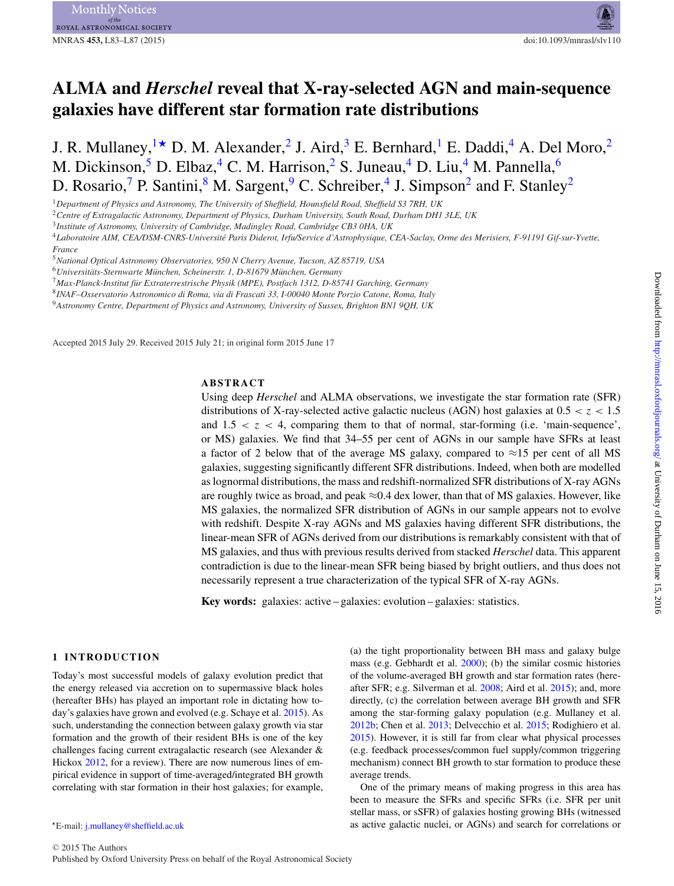# ALMA and *Herschel* reveal that X-ray-selected AGN and main-sequence galaxies have different star formation rate distributions

J. R. Mullaney,[1★] D. M. Alexander,[2] J. Aird,[3] E. Bernhard,[1] E. Daddi,[4] A. Del Moro,[2] M. Dickinson,[5] D. Elbaz,[4] C. M. Harrison,[2] S. Juneau,[4] D. Liu,[4] M. Pannella,[6] D. Rosario,[7] P. Santini,[8] M. Sargent,[9] C. Schreiber,[4] J. Simpson[2] and F. Stanley[2]

[1]Department of Physics and Astronomy, The University of Sheffield, Hounsfield Road, Sheffield S3 7RH, UK
[2]Centre of Extragalactic Astronomy, Department of Physics, Durham University, South Road, Durham DH1 3LE, UK
[3]Institute of Astronomy, University of Cambridge, Madingley Road, Cambridge CB3 0HA, UK
[4]Laboratoire AIM, CEA/DSM-CNRS-Université Paris Diderot, Irfu/Service d'Astrophysique, CEA-Saclay, Orme des Merisiers, F-91191 Gif-sur-Yvette, France
[5]National Optical Astronomy Observatories, 950 N Cherry Avenue, Tucson, AZ 85719, USA
[6]Universitäts-Sternwarte München, Scheinerstr. 1, D-81679 München, Germany
[7]Max-Planck-Institut für Extraterrestrische Physik (MPE), Postfach 1312, D-85741 Garching, Germany
[8]INAF–Osservatorio Astronomico di Roma, via di Frascati 33, I-00040 Monte Porzio Catone, Roma, Italy
[9]Astronomy Centre, Department of Physics and Astronomy, University of Sussex, Brighton BN1 9QH, UK

Accepted 2015 July 29. Received 2015 July 21; in original form 2015 June 17

## ABSTRACT

Using deep *Herschel* and ALMA observations, we investigate the star formation rate (SFR) distributions of X-ray-selected active galactic nucleus (AGN) host galaxies at $0.5 < z < 1.5$ and $1.5 < z < 4$, comparing them to that of normal, star-forming (i.e. 'main-sequence', or MS) galaxies. We find that 34–55 per cent of AGNs in our sample have SFRs at least a factor of 2 below that of the average MS galaxy, compared to ≈15 per cent of all MS galaxies, suggesting significantly different SFR distributions. Indeed, when both are modelled as lognormal distributions, the mass and redshift-normalized SFR distributions of X-ray AGNs are roughly twice as broad, and peak ≈0.4 dex lower, than that of MS galaxies. However, like MS galaxies, the normalized SFR distribution of AGNs in our sample appears not to evolve with redshift. Despite X-ray AGNs and MS galaxies having different SFR distributions, the linear-mean SFR of AGNs derived from our distributions is remarkably consistent with that of MS galaxies, and thus with previous results derived from stacked *Herschel* data. This apparent contradiction is due to the linear-mean SFR being biased by bright outliers, and thus does not necessarily represent a true characterization of the typical SFR of X-ray AGNs.

**Key words:** galaxies: active – galaxies: evolution – galaxies: statistics.

## 1 INTRODUCTION

Today's most successful models of galaxy evolution predict that the energy released via accretion on to supermassive black holes (hereafter BHs) has played an important role in dictating how today's galaxies have grown and evolved (e.g. Schaye et al. 2015). As such, understanding the connection between galaxy growth via star formation and the growth of their resident BHs is one of the key challenges facing current extragalactic research (see Alexander & Hickox 2012, for a review). There are now numerous lines of empirical evidence in support of time-averaged/integrated BH growth correlating with star formation in their host galaxies; for example, (a) the tight proportionality between BH mass and galaxy bulge mass (e.g. Gebhardt et al. 2000); (b) the similar cosmic histories of the volume-averaged BH growth and star formation rates (hereafter SFR; e.g. Silverman et al. 2008; Aird et al. 2015); and, more directly, (c) the correlation between average BH growth and SFR among the star-forming galaxy population (e.g. Mullaney et al. 2012b; Chen et al. 2013; Delvecchio et al. 2015; Rodighiero et al. 2015). However, it is still far from clear what physical processes (e.g. feedback processes/common fuel supply/common triggering mechanism) connect BH growth to star formation to produce these average trends.

One of the primary means of making progress in this area has been to measure the SFRs and specific SFRs (i.e. SFR per unit stellar mass, or sSFR) of galaxies hosting growing BHs (witnessed as active galactic nuclei, or AGNs) and search for correlations or

★E-mail: j.mullaney@sheffield.ac.uk

© 2015 The Authors
Published by Oxford University Press on behalf of the Royal Astronomical Society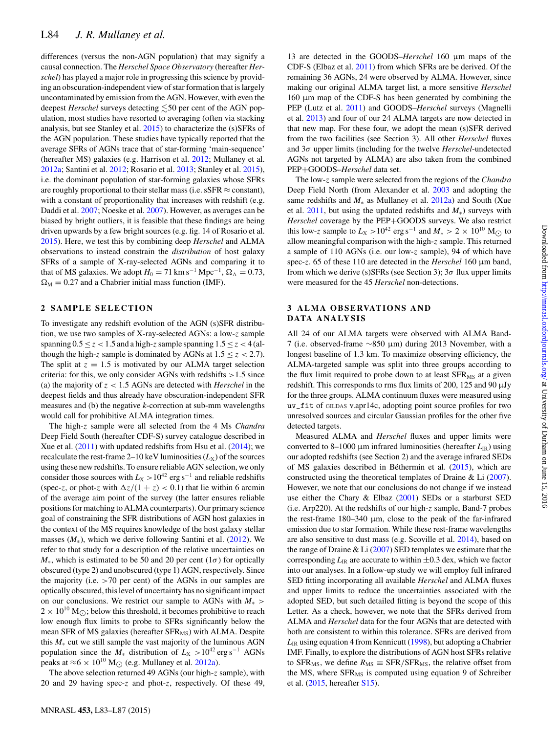differences (versus the non-AGN population) that may signify a causal connection. The *Herschel Space Observatory* (hereafter *Herschel*) has played a major role in progressing this science by providing an obscuration-independent view of star formation that is largely uncontaminated by emission from the AGN. However, with even the deepest *Herschel* surveys detecting $\lesssim$50 per cent of the AGN population, most studies have resorted to averaging (often via stacking analysis, but see Stanley et al. 2015) to characterize the (s)SFRs of the AGN population. These studies have typically reported that the average SFRs of AGNs trace that of star-forming 'main-sequence' (hereafter MS) galaxies (e.g. Harrison et al. 2012; Mullaney et al. 2012a; Santini et al. 2012; Rosario et al. 2013; Stanley et al. 2015), i.e. the dominant population of star-forming galaxies whose SFRs are roughly proportional to their stellar mass (i.e. sSFR $\approx$ constant), with a constant of proportionality that increases with redshift (e.g. Daddi et al. 2007; Noeske et al. 2007). However, as averages can be biased by bright outliers, it is feasible that these findings are being driven upwards by a few bright sources (e.g. fig. 14 of Rosario et al. 2015). Here, we test this by combining deep *Herschel* and ALMA observations to instead constrain the *distribution* of host galaxy SFRs of a sample of X-ray-selected AGNs and comparing it to that of MS galaxies. We adopt $H_0 = 71\,\mathrm{km\,s^{-1}\,Mpc^{-1}}$, $\Omega_\Lambda = 0.73$, $\Omega_\mathrm{M} = 0.27$ and a Chabrier initial mass function (IMF).

## 2 SAMPLE SELECTION

To investigate any redshift evolution of the AGN (s)SFR distribution, we use two samples of X-ray-selected AGNs: a low-$z$ sample spanning $0.5 \leq z < 1.5$ and a high-$z$ sample spanning $1.5 \leq z < 4$ (although the high-$z$ sample is dominated by AGNs at $1.5 \leq z < 2.7$). The split at $z = 1.5$ is motivated by our ALMA target selection criteria: for this, we only consider AGNs with redshifts $>1.5$ since (a) the majority of $z < 1.5$ AGNs are detected with *Herschel* in the deepest fields and thus already have obscuration-independent SFR measures and (b) the negative $k$-correction at sub-mm wavelengths would call for prohibitive ALMA integration times.

The high-$z$ sample were all selected from the 4 Ms *Chandra* Deep Field South (hereafter CDF-S) survey catalogue described in Xue et al. (2011) with updated redshifts from Hsu et al. (2014); we recalculate the rest-frame 2–10 keV luminosities ($L_\mathrm{X}$) of the sources using these new redshifts. To ensure reliable AGN selection, we only consider those sources with $L_\mathrm{X} > 10^{42}\,\mathrm{erg\,s^{-1}}$ and reliable redshifts (spec-$z$, or phot-$z$ with $\Delta z/(1 + z) < 0.1$) that lie within 6 arcmin of the average aim point of the survey (the latter ensures reliable positions for matching to ALMA counterparts). Our primary science goal of constraining the SFR distributions of AGN host galaxies in the context of the MS requires knowledge of the host galaxy stellar masses ($M_*$), which we derive following Santini et al. (2012). We refer to that study for a description of the relative uncertainties on $M_*$, which is estimated to be 50 and 20 per cent (1$\sigma$) for optically obscured (type 2) and unobscured (type 1) AGN, respectively. Since the majority (i.e. $>$70 per cent) of the AGNs in our samples are optically obscured, this level of uncertainty has no significant impact on our conclusions. We restrict our sample to AGNs with $M_* > 2 \times 10^{10}\,\mathrm{M_\odot}$; below this threshold, it becomes prohibitive to reach low enough flux limits to probe to SFRs significantly below the mean SFR of MS galaxies (hereafter $\mathrm{SFR_{MS}}$) with ALMA. Despite this $M_*$ cut we still sample the vast majority of the luminous AGN population since the $M_*$ distribution of $L_\mathrm{X} > 10^{42}\,\mathrm{erg\,s^{-1}}$ AGNs peaks at $\approx 6 \times 10^{10}\,\mathrm{M_\odot}$ (e.g. Mullaney et al. 2012a).

The above selection returned 49 AGNs (our high-$z$ sample), with 20 and 29 having spec-$z$ and phot-$z$, respectively. Of these 49, 13 are detected in the GOODS–*Herschel* 160 μm maps of the CDF-S (Elbaz et al. 2011) from which SFRs are be derived. Of the remaining 36 AGNs, 24 were observed by ALMA. However, since making our original ALMA target list, a more sensitive *Herschel* 160 μm map of the CDF-S has been generated by combining the PEP (Lutz et al. 2011) and GOODS–*Herschel* surveys (Magnelli et al. 2013) and four of our 24 ALMA targets are now detected in that new map. For these four, we adopt the mean (s)SFR derived from the two facilities (see Section 3). All other *Herschel* fluxes and 3$\sigma$ upper limits (including for the twelve *Herschel*-undetected AGNs not targeted by ALMA) are also taken from the combined PEP+GOODS–*Herschel* data set.

The low-$z$ sample were selected from the regions of the *Chandra* Deep Field North (from Alexander et al. 2003 and adopting the same redshifts and $M_*$ as Mullaney et al. 2012a) and South (Xue et al. 2011, but using the updated redshifts and $M_*$) surveys with *Herschel* coverage by the PEP+GOODS surveys. We also restrict this low-$z$ sample to $L_\mathrm{X} > 10^{42}\,\mathrm{erg\,s^{-1}}$ and $M_* > 2 \times 10^{10}\,\mathrm{M_\odot}$ to allow meaningful comparison with the high-$z$ sample. This returned a sample of 110 AGNs (i.e. our low-$z$ sample), 94 of which have spec-$z$. 65 of these 110 are detected in the *Herschel* 160 μm band, from which we derive (s)SFRs (see Section 3); 3$\sigma$ flux upper limits were measured for the 45 *Herschel* non-detections.

## 3 ALMA OBSERVATIONS AND DATA ANALYSIS

All 24 of our ALMA targets were observed with ALMA Band-7 (i.e. observed-frame $\sim$850 μm) during 2013 November, with a longest baseline of 1.3 km. To maximize observing efficiency, the ALMA-targeted sample was split into three groups according to the flux limit required to probe down to at least $\mathrm{SFR_{MS}}$ at a given redshift. This corresponds to rms flux limits of 200, 125 and 90 μJy for the three groups. ALMA continuum fluxes were measured using `uv_fit` of GILDAS v.apr14c, adopting point source profiles for two unresolved sources and circular Gaussian profiles for the other five detected targets.

Measured ALMA and *Herschel* fluxes and upper limits were converted to 8–1000 μm infrared luminosities (hereafter $L_\mathrm{IR}$) using our adopted redshifts (see Section 2) and the average infrared SEDs of MS galaxies described in Béthermin et al. (2015), which are constructed using the theoretical templates of Draine & Li (2007). However, we note that our conclusions do not change if we instead use either the Chary & Elbaz (2001) SEDs or a starburst SED (i.e. Arp220). At the redshifts of our high-$z$ sample, Band-7 probes the rest-frame 180–340 μm, close to the peak of the far-infrared emission due to star formation. While these rest-frame wavelengths are also sensitive to dust mass (e.g. Scoville et al. 2014), based on the range of Draine & Li (2007) SED templates we estimate that the corresponding $L_\mathrm{IR}$ are accurate to within $\pm$0.3 dex, which we factor into our analyses. In a follow-up study we will employ full infrared SED fitting incorporating all available *Herschel* and ALMA fluxes and upper limits to reduce the uncertainties associated with the adopted SED, but such detailed fitting is beyond the scope of this Letter. As a check, however, we note that the SFRs derived from ALMA and *Herschel* data for the four AGNs that are detected with both are consistent to within this tolerance. SFRs are derived from $L_\mathrm{IR}$ using equation 4 from Kennicutt (1998), but adopting a Chabrier IMF. Finally, to explore the distributions of AGN host SFRs relative to $\mathrm{SFR_{MS}}$, we define $R_\mathrm{MS} \equiv \mathrm{SFR}/\mathrm{SFR_{MS}}$, the relative offset from the MS, where $\mathrm{SFR_{MS}}$ is computed using equation 9 of Schreiber et al. (2015, hereafter S15).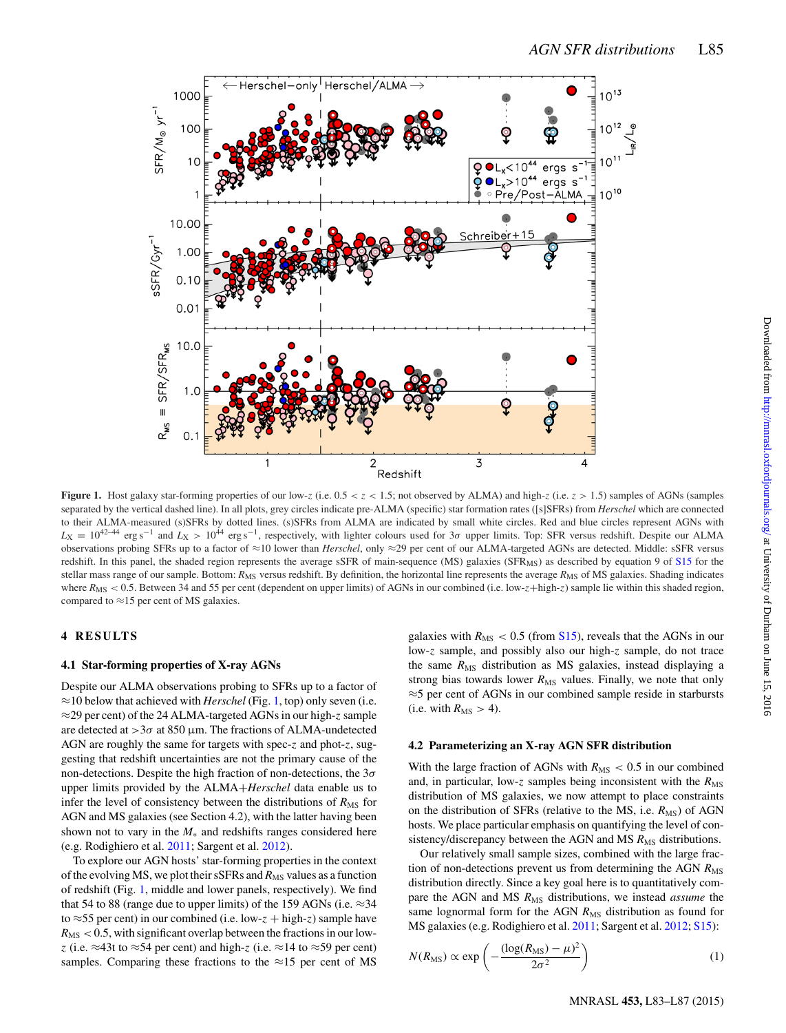**Figure 1.** Host galaxy star-forming properties of our low-$z$ (i.e. $0.5 < z < 1.5$; not observed by ALMA) and high-$z$ (i.e. $z > 1.5$) samples of AGNs (samples separated by the vertical dashed line). In all plots, grey circles indicate pre-ALMA (specific) star formation rates ([s]SFRs) from *Herschel* which are connected to their ALMA-measured (s)SFRs by dotted lines. (s)SFRs from ALMA are indicated by small white circles. Red and blue circles represent AGNs with $L_X = 10^{42-44}$ erg s$^{-1}$ and $L_X > 10^{44}$ erg s$^{-1}$, respectively, with lighter colours used for $3\sigma$ upper limits. Top: SFR versus redshift. Despite our ALMA observations probing SFRs up to a factor of ≈10 lower than *Herschel*, only ≈29 per cent of our ALMA-targeted AGNs are detected. Middle: sSFR versus redshift. In this panel, the shaded region represents the average sSFR of main-sequence (MS) galaxies ($SFR_{MS}$) as described by equation 9 of S15 for the stellar mass range of our sample. Bottom: $R_{MS}$ versus redshift. By definition, the horizontal line represents the average $R_{MS}$ of MS galaxies. Shading indicates where $R_{MS} < 0.5$. Between 34 and 55 per cent (dependent on upper limits) of AGNs in our combined (i.e. low-$z$+high-$z$) sample lie within this shaded region, compared to ≈15 per cent of MS galaxies.

## 4 RESULTS

### 4.1 Star-forming properties of X-ray AGNs

Despite our ALMA observations probing to SFRs up to a factor of ≈10 below that achieved with *Herschel* (Fig. 1, top) only seven (i.e. ≈29 per cent) of the 24 ALMA-targeted AGNs in our high-$z$ sample are detected at $>3\sigma$ at 850 μm. The fractions of ALMA-undetected AGN are roughly the same for targets with spec-$z$ and phot-$z$, suggesting that redshift uncertainties are not the primary cause of the non-detections. Despite the high fraction of non-detections, the $3\sigma$ upper limits provided by the ALMA+*Herschel* data enable us to infer the level of consistency between the distributions of $R_{MS}$ for AGN and MS galaxies (see Section 4.2), with the latter having been shown not to vary in the $M_*$ and redshifts ranges considered here (e.g. Rodighiero et al. 2011; Sargent et al. 2012).

To explore our AGN hosts' star-forming properties in the context of the evolving MS, we plot their sSFRs and $R_{MS}$ values as a function of redshift (Fig. 1, middle and lower panels, respectively). We find that 54 to 88 (range due to upper limits) of the 159 AGNs (i.e. ≈34 to ≈55 per cent) in our combined (i.e. low-$z$ + high-$z$) sample have $R_{MS} < 0.5$, with significant overlap between the fractions in our low-$z$ (i.e. ≈43t to ≈54 per cent) and high-$z$ (i.e. ≈14 to ≈59 per cent) samples. Comparing these fractions to the ≈15 per cent of MS galaxies with $R_{MS} < 0.5$ (from S15), reveals that the AGNs in our low-$z$ sample, and possibly also our high-$z$ sample, do not trace the same $R_{MS}$ distribution as MS galaxies, instead displaying a strong bias towards lower $R_{MS}$ values. Finally, we note that only ≈5 per cent of AGNs in our combined sample reside in starbursts (i.e. with $R_{MS} > 4$).

### 4.2 Parameterizing an X-ray AGN SFR distribution

With the large fraction of AGNs with $R_{MS} < 0.5$ in our combined and, in particular, low-$z$ samples being inconsistent with the $R_{MS}$ distribution of MS galaxies, we now attempt to place constraints on the distribution of SFRs (relative to the MS, i.e. $R_{MS}$) of AGN hosts. We place particular emphasis on quantifying the level of consistency/discrepancy between the AGN and MS $R_{MS}$ distributions.

Our relatively small sample sizes, combined with the large fraction of non-detections prevent us from determining the AGN $R_{MS}$ distribution directly. Since a key goal here is to quantitatively compare the AGN and MS $R_{MS}$ distributions, we instead *assume* the same lognormal form for the AGN $R_{MS}$ distribution as found for MS galaxies (e.g. Rodighiero et al. 2011; Sargent et al. 2012; S15):

$$N(R_{MS}) \propto \exp\left(-\frac{(\log(R_{MS}) - \mu)^2}{2\sigma^2}\right) \quad (1)$$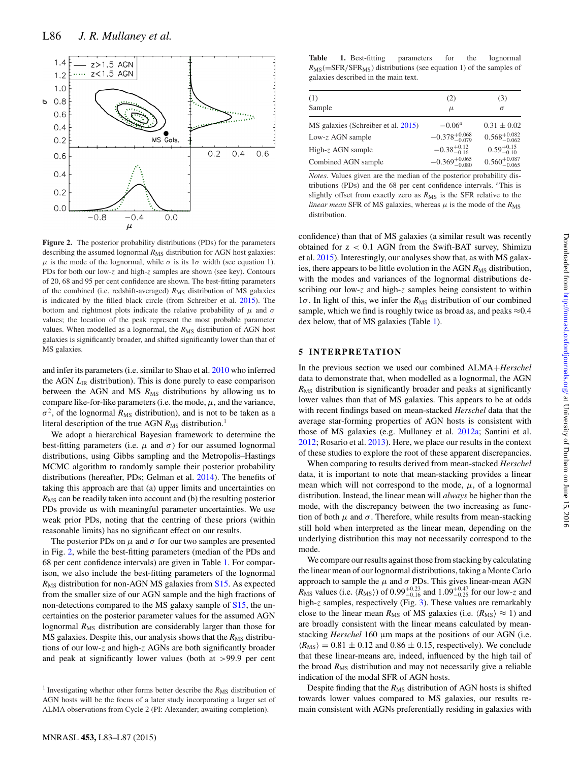Figure 2. The posterior probability distributions (PDs) for the parameters describing the assumed lognormal $R_{\rm MS}$ distribution for AGN host galaxies: $\mu$ is the mode of the lognormal, while $\sigma$ is its $1\sigma$ width (see equation 1). PDs for both our low-$z$ and high-$z$ samples are shown (see key). Contours of 20, 68 and 95 per cent confidence are shown. The best-fitting parameters of the combined (i.e. redshift-averaged) $R_{\rm MS}$ distribution of MS galaxies is indicated by the filled black circle (from Schreiber et al. 2015). The bottom and rightmost plots indicate the relative probability of $\mu$ and $\sigma$ values; the location of the peak represent the most probable parameter values. When modelled as a lognormal, the $R_{\rm MS}$ distribution of AGN host galaxies is significantly broader, and shifted significantly lower than that of MS galaxies.

and infer its parameters (i.e. similar to Shao et al. 2010 who inferred the AGN $L_{\rm IR}$ distribution). This is done purely to ease comparison between the AGN and MS $R_{\rm MS}$ distributions by allowing us to compare like-for-like parameters (i.e. the mode, $\mu$, and the variance, $\sigma^2$, of the lognormal $R_{\rm MS}$ distribution), and is not to be taken as a literal description of the true AGN $R_{\rm MS}$ distribution.[1]

We adopt a hierarchical Bayesian framework to determine the best-fitting parameters (i.e. $\mu$ and $\sigma$) for our assumed lognormal distributions, using Gibbs sampling and the Metropolis–Hastings MCMC algorithm to randomly sample their posterior probability distributions (hereafter, PDs; Gelman et al. 2014). The benefits of taking this approach are that (a) upper limits and uncertainties on $R_{\rm MS}$ can be readily taken into account and (b) the resulting posterior PDs provide us with meaningful parameter uncertainties. We use weak prior PDs, noting that the centring of these priors (within reasonable limits) has no significant effect on our results.

The posterior PDs on $\mu$ and $\sigma$ for our two samples are presented in Fig. 2, while the best-fitting parameters (median of the PDs and 68 per cent confidence intervals) are given in Table 1. For comparison, we also include the best-fitting parameters of the lognormal $R_{\rm MS}$ distribution for non-AGN MS galaxies from S15. As expected from the smaller size of our AGN sample and the high fractions of non-detections compared to the MS galaxy sample of S15, the uncertainties on the posterior parameter values for the assumed AGN lognormal $R_{\rm MS}$ distribution are considerably larger than those for MS galaxies. Despite this, our analysis shows that the $R_{\rm MS}$ distributions of our low-$z$ and high-$z$ AGNs are both significantly broader and peak at significantly lower values (both at >99.9 per cent confidence) than that of MS galaxies (a similar result was recently obtained for z < 0.1 AGN from the Swift-BAT survey, Shimizu et al. 2015). Interestingly, our analyses show that, as with MS galaxies, there appears to be little evolution in the AGN $R_{\rm MS}$ distribution, with the modes and variances of the lognormal distributions describing our low-$z$ and high-$z$ samples being consistent to within $1\sigma$. In light of this, we infer the $R_{\rm MS}$ distribution of our combined sample, which we find is roughly twice as broad as, and peaks ≈0.4 dex below, that of MS galaxies (Table 1).

[1] Investigating whether other forms better describe the $R_{\rm MS}$ distribution of AGN host galaxies will be the focus of a later study incorporating a larger set of ALMA observations from Cycle 2 (PI: Alexander; awaiting completion).

**Table 1.** Best-fitting parameters for the lognormal $R_{\rm MS}$(=SFR/SFR$_{\rm MS}$) distributions (see equation 1) of the samples of galaxies described in the main text.

| (1) Sample | (2) $\mu$ | (3) $\sigma$ |
|---|---|---|
| MS galaxies (Schreiber et al. 2015) | $-0.06^{a}$ | $0.31 \pm 0.02$ |
| Low-$z$ AGN sample | $-0.378^{+0.068}_{-0.079}$ | $0.568^{+0.082}_{-0.062}$ |
| High-$z$ AGN sample | $-0.38^{+0.12}_{-0.16}$ | $0.59^{+0.15}_{-0.10}$ |
| Combined AGN sample | $-0.369^{+0.065}_{-0.080}$ | $0.560^{+0.087}_{-0.065}$ |

*Notes.* Values given are the median of the posterior probability distributions (PDs) and the 68 per cent confidence intervals. [a]This is slightly offset from exactly zero as $R_{\rm MS}$ is the SFR relative to the *linear mean* SFR of MS galaxies, whereas $\mu$ is the mode of the $R_{\rm MS}$ distribution.

## 5 INTERPRETATION

In the previous section we used our combined ALMA+*Herschel* data to demonstrate that, when modelled as a lognormal, the AGN $R_{\rm MS}$ distribution is significantly broader and peaks at significantly lower values than that of MS galaxies. This appears to be at odds with recent findings based on mean-stacked *Herschel* data that the average star-forming properties of AGN hosts is consistent with those of MS galaxies (e.g. Mullaney et al. 2012a; Santini et al. 2012; Rosario et al. 2013). Here, we place our results in the context of these studies to explore the root of these apparent discrepancies.

When comparing to results derived from mean-stacked *Herschel* data, it is important to note that mean-stacking provides a linear mean which will not correspond to the mode, $\mu$, of a lognormal distribution. Instead, the linear mean will *always* be higher than the mode, with the discrepancy between the two increasing as function of both $\mu$ and $\sigma$. Therefore, while results from mean-stacking still hold when interpreted as the linear mean, depending on the underlying distribution this may not necessarily correspond to the mode.

We compare our results against those from stacking by calculating the linear mean of our lognormal distributions, taking a Monte Carlo approach to sample the $\mu$ and $\sigma$ PDs. This gives linear-mean AGN $R_{\rm MS}$ values (i.e. $\langle R_{\rm MS}\rangle$) of $0.99^{+0.23}_{-0.16}$ and $1.09^{+0.47}_{-0.25}$ for our low-$z$ and high-$z$ samples, respectively (Fig. 3). These values are remarkably close to the linear mean $R_{\rm MS}$ of MS galaxies (i.e. $\langle R_{\rm MS}\rangle \approx 1$) and are broadly consistent with the linear means calculated by mean-stacking *Herschel* 160 μm maps at the positions of our AGN (i.e. $\langle R_{\rm MS}\rangle = 0.81 \pm 0.12$ and $0.86 \pm 0.15$, respectively). We conclude that these linear-means are, indeed, influenced by the high tail of the broad $R_{\rm MS}$ distribution and may not necessarily give a reliable indication of the modal SFR of AGN hosts.

Despite finding that the $R_{\rm MS}$ distribution of AGN hosts is shifted towards lower values compared to MS galaxies, our results remain consistent with AGNs preferentially residing in galaxies with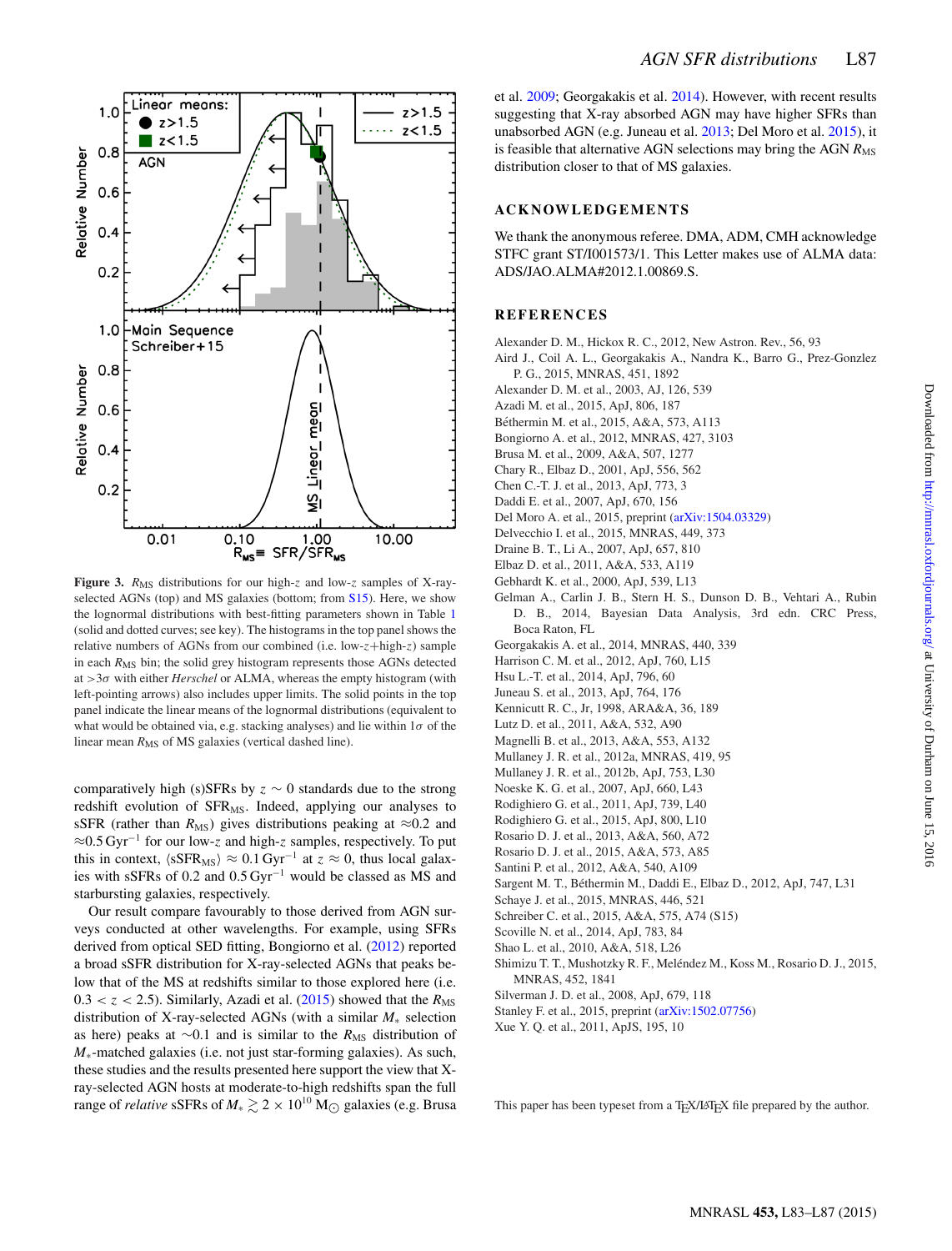Linear means:
z>1.5
z<1.5
AGN
z>1.5
z<1.5
Relative Number
1.0
0.8
0.6
0.4
0.2
Main Sequence
Schreiber+15
MS Linear mean
Relative Number
1.0
0.8
0.6
0.4
0.2
0.01
0.10
1.00
10.00
$R_{MS} \equiv$ SFR/SFR$_{MS}$

**Figure 3.** $R_{MS}$ distributions for our high-$z$ and low-$z$ samples of X-ray-selected AGNs (top) and MS galaxies (bottom; from S15). Here, we show the lognormal distributions with best-fitting parameters shown in Table 1 (solid and dotted curves; see key). The histograms in the top panel shows the relative numbers of AGNs from our combined (i.e. low-$z$+high-$z$) sample in each $R_{MS}$ bin; the solid grey histogram represents those AGNs detected at $>3\sigma$ with either *Herschel* or ALMA, whereas the empty histogram (with left-pointing arrows) also includes upper limits. The solid points in the top panel indicate the linear means of the lognormal distributions (equivalent to what would be obtained via, e.g. stacking analyses) and lie within $1\sigma$ of the linear mean $R_{MS}$ of MS galaxies (vertical dashed line).

comparatively high (s)SFRs by $z \sim 0$ standards due to the strong redshift evolution of SFR$_{MS}$. Indeed, applying our analyses to sSFR (rather than $R_{MS}$) gives distributions peaking at $\approx$0.2 and $\approx$0.5 Gyr$^{-1}$ for our low-$z$ and high-$z$ samples, respectively. To put this in context, $\langle$sSFR$_{MS}\rangle \approx 0.1$ Gyr$^{-1}$ at $z \approx 0$, thus local galaxies with sSFRs of 0.2 and 0.5 Gyr$^{-1}$ would be classed as MS and starbursting galaxies, respectively.

Our result compare favourably to those derived from AGN surveys conducted at other wavelengths. For example, using SFRs derived from optical SED fitting, Bongiorno et al. (2012) reported a broad sSFR distribution for X-ray-selected AGNs that peaks below that of the MS at redshifts similar to those explored here (i.e. $0.3 < z < 2.5$). Similarly, Azadi et al. (2015) showed that the $R_{MS}$ distribution of X-ray-selected AGNs (with a similar $M_*$ selection as here) peaks at $\sim$0.1 and is similar to the $R_{MS}$ distribution of $M_*$-matched galaxies (i.e. not just star-forming galaxies). As such, these studies and the results presented here support the view that X-ray-selected AGN hosts at moderate-to-high redshifts span the full range of *relative* sSFRs of $M_* \gtrsim 2 \times 10^{10}$ M$_\odot$ galaxies (e.g. Brusa et al. 2009; Georgakakis et al. 2014). However, with recent results suggesting that X-ray absorbed AGN may have higher SFRs than unabsorbed AGN (e.g. Juneau et al. 2013; Del Moro et al. 2015), it is feasible that alternative AGN selections may bring the AGN $R_{MS}$ distribution closer to that of MS galaxies.

## ACKNOWLEDGEMENTS

We thank the anonymous referee. DMA, ADM, CMH acknowledge STFC grant ST/I001573/1. This Letter makes use of ALMA data: ADS/JAO.ALMA#2012.1.00869.S.

## REFERENCES

Alexander D. M., Hickox R. C., 2012, New Astron. Rev., 56, 93
Aird J., Coil A. L., Georgakakis A., Nandra K., Barro G., Prez-Gonzlez P. G., 2015, MNRAS, 451, 1892
Alexander D. M. et al., 2003, AJ, 126, 539
Azadi M. et al., 2015, ApJ, 806, 187
Béthermin M. et al., 2015, A&A, 573, A113
Bongiorno A. et al., 2012, MNRAS, 427, 3103
Brusa M. et al., 2009, A&A, 507, 1277
Chary R., Elbaz D., 2001, ApJ, 556, 562
Chen C.-T. J. et al., 2013, ApJ, 773, 3
Daddi E. et al., 2007, ApJ, 670, 156
Del Moro A. et al., 2015, preprint (arXiv:1504.03329)
Delvecchio I. et al., 2015, MNRAS, 449, 373
Draine B. T., Li A., 2007, ApJ, 657, 810
Elbaz D. et al., 2011, A&A, 533, A119
Gebhardt K. et al., 2000, ApJ, 539, L13
Gelman A., Carlin J. B., Stern H. S., Dunson D. B., Vehtari A., Rubin D. B., 2014, Bayesian Data Analysis, 3rd edn. CRC Press, Boca Raton, FL
Georgakakis A. et al., 2014, MNRAS, 440, 339
Harrison C. M. et al., 2012, ApJ, 760, L15
Hsu L.-T. et al., 2014, ApJ, 796, 60
Juneau S. et al., 2013, ApJ, 764, 176
Kennicutt R. C., Jr, 1998, ARA&A, 36, 189
Lutz D. et al., 2011, A&A, 532, A90
Magnelli B. et al., 2013, A&A, 553, A132
Mullaney J. R. et al., 2012a, MNRAS, 419, 95
Mullaney J. R. et al., 2012b, ApJ, 753, L30
Noeske K. G. et al., 2007, ApJ, 660, L43
Rodighiero G. et al., 2011, ApJ, 739, L40
Rodighiero G. et al., 2015, ApJ, 800, L10
Rosario D. J. et al., 2013, A&A, 560, A72
Rosario D. J. et al., 2015, A&A, 573, A85
Santini P. et al., 2012, A&A, 540, A109
Sargent M. T., Béthermin M., Daddi E., Elbaz D., 2012, ApJ, 747, L31
Schaye J. et al., 2015, MNRAS, 446, 521
Schreiber C. et al., 2015, A&A, 575, A74 (S15)
Scoville N. et al., 2014, ApJ, 783, 84
Shao L. et al., 2010, A&A, 518, L26
Shimizu T. T., Mushotzky R. F., Meléndez M., Koss M., Rosario D. J., 2015, MNRAS, 452, 1841
Silverman J. D. et al., 2008, ApJ, 679, 118
Stanley F. et al., 2015, preprint (arXiv:1502.07756)
Xue Y. Q. et al., 2011, ApJS, 195, 10

This paper has been typeset from a TEX/LATEX file prepared by the author.